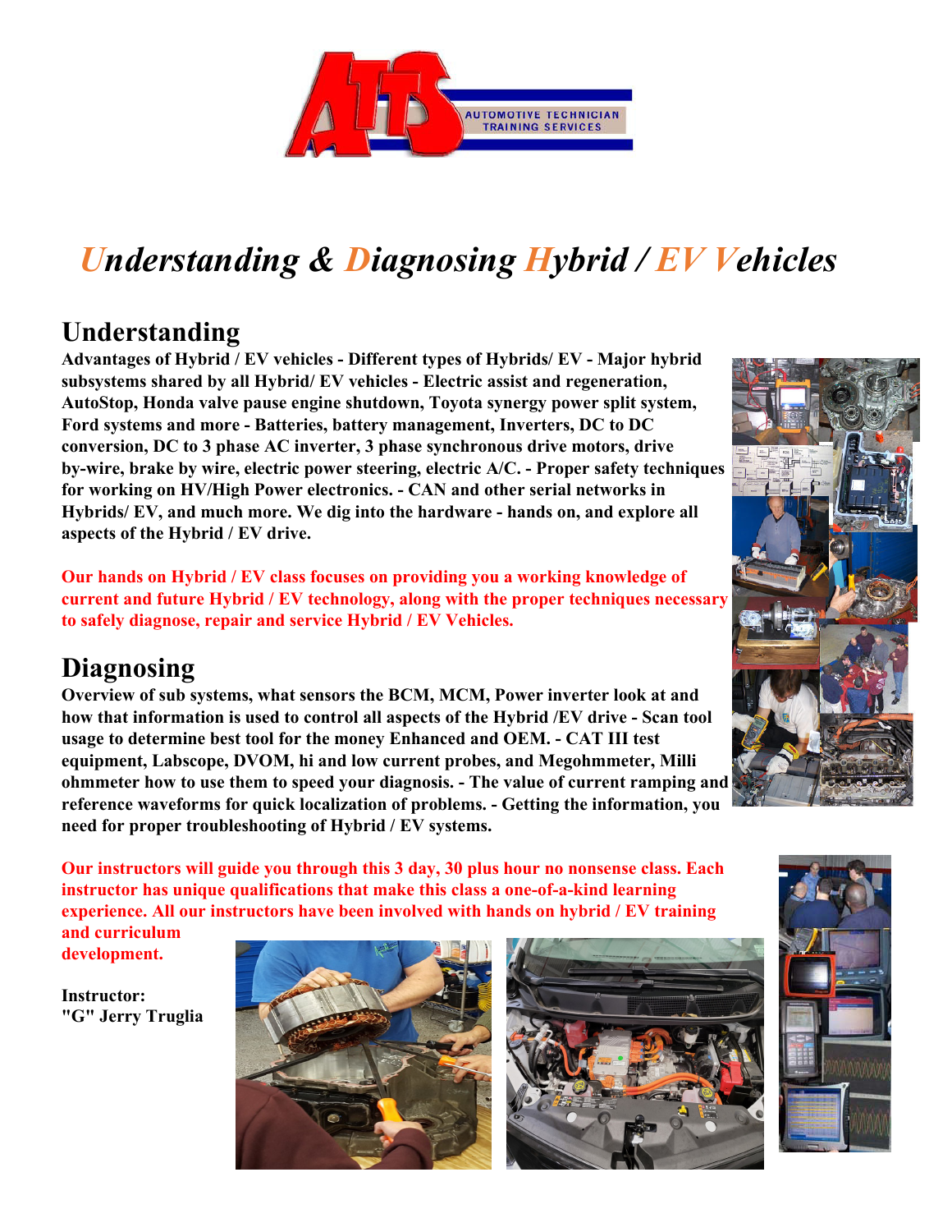# *Understanding & Diagnosing Hybrid / EV Vehicles*

## Understanding

**Advantages of Hybrid / EV vehicles - Different types of Hybrids/ EV - Major hybrid subsystems shared by all Hybrid/ EV vehicles - Electric assist and regeneration, AutoStop, Honda valve pause engine shutdown, Toyota synergy power split system, Ford systems and more - Batteries, battery management, Inverters, DC to DC conversion, DC to 3 phase AC inverter, 3 phase synchronous drive motors, drive by-wire, brake by wire, electric power steering, electric A/C. - Proper safety techniques for working on HV/High Power electronics. - CAN and other serial networks in Hybrids/ EV, and much more. We dig into the hardware - hands on, and explore all aspects of the Hybrid / EV drive.**

**Our hands on Hybrid / EV class focuses on providing you a working knowledge of current and future Hybrid / EV technology, along with the proper techniques necessary to safely diagnose, repair and service Hybrid / EV Vehicles.**

## Diagnosing

**Overview of sub systems, what sensors the BCM, MCM, Power inverter look at and how that information is used to control all aspects of the Hybrid /EV drive - Scan tool usage to determine best tool for the money Enhanced and OEM. - CAT III test equipment, Labscope, DVOM, hi and low current probes, and Megohmmeter, Milli ohmmeter how to use them to speed your diagnosis. - The value of current ramping and reference waveforms for quick localization of problems. - Getting the information, you need for proper troubleshooting of Hybrid / EV systems.**

**Our instructors will guide you through this 3 day, 30 plus hour no nonsense class. Each instructor has unique qualifications that make this class a one-of-a-kind learning experience. All our instructors have been involved with hands on hybrid / EV training and curriculum development.**

**Instructor:**
**"G" Jerry Truglia**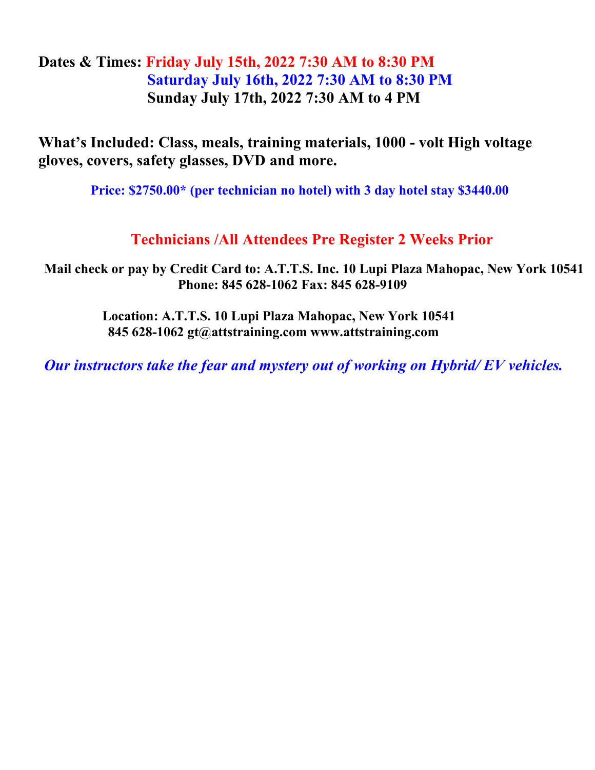**Dates & Times: Friday July 15th, 2022 7:30 AM to 8:30 PM**
**Saturday July 16th, 2022 7:30 AM to 8:30 PM**
**Sunday July 17th, 2022 7:30 AM to 4 PM**

**What's Included: Class, meals, training materials, 1000 - volt High voltage gloves, covers, safety glasses, DVD and more.**

**Price: $2750.00* (per technician no hotel) with 3 day hotel stay $3440.00**

**Technicians /All Attendees Pre Register 2 Weeks Prior**

**Mail check or pay by Credit Card to: A.T.T.S. Inc. 10 Lupi Plaza Mahopac, New York 10541**
**Phone: 845 628-1062 Fax: 845 628-9109**

**Location: A.T.T.S. 10 Lupi Plaza Mahopac, New York 10541**
**845 628-1062 gt@attstraining.com www.attstraining.com**

***Our instructors take the fear and mystery out of working on Hybrid/ EV vehicles.***